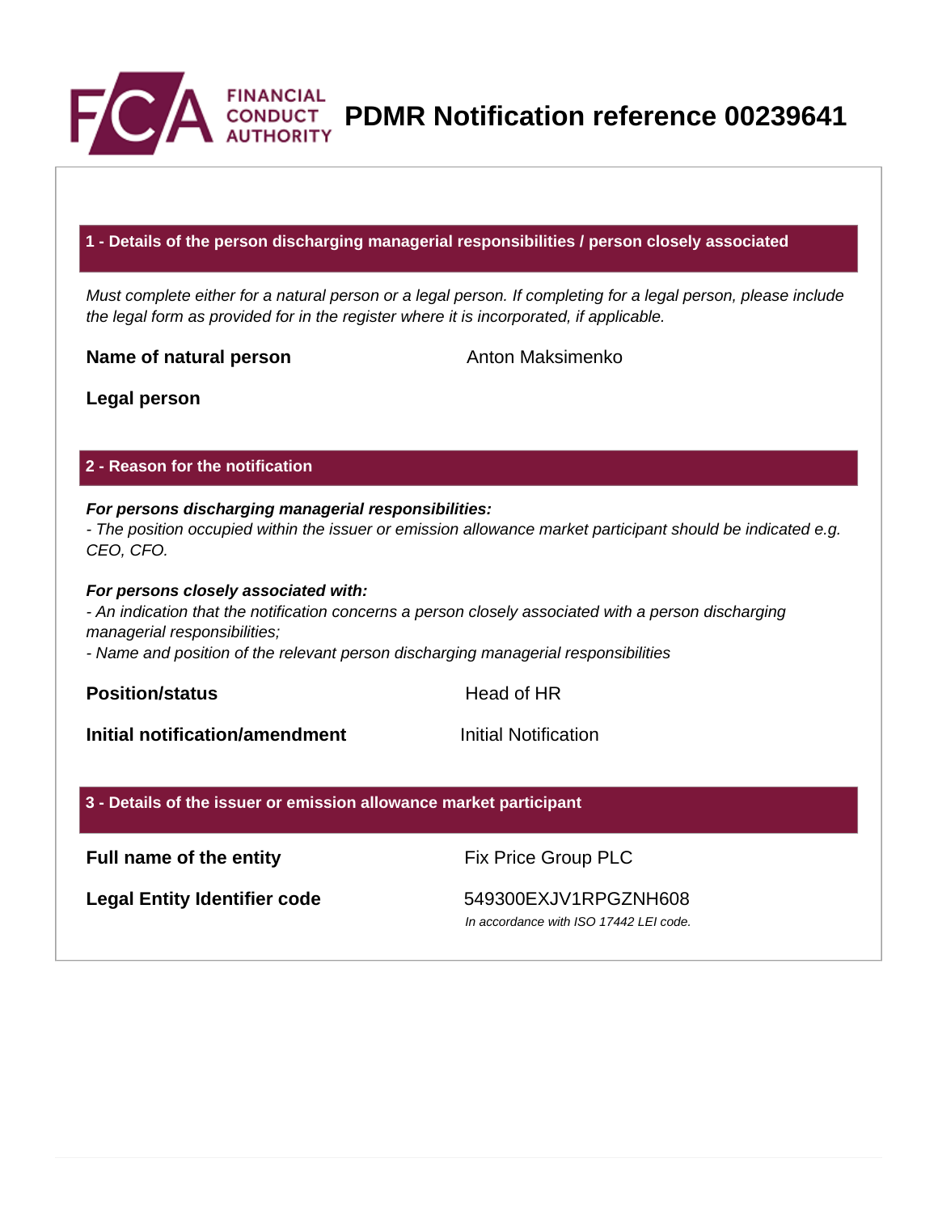# PDMR Notification reference 00239641

## 1 - Details of the person discharging managerial responsibilities / person closely associated

*Must complete either for a natural person or a legal person. If completing for a legal person, please include the legal form as provided for in the register where it is incorporated, if applicable.*

| | |
|---|---|
| **Name of natural person** | Anton Maksimenko |
| **Legal person** | |

## 2 - Reason for the notification

***For persons discharging managerial responsibilities:***
*- The position occupied within the issuer or emission allowance market participant should be indicated e.g. CEO, CFO.*

***For persons closely associated with:***
*- An indication that the notification concerns a person closely associated with a person discharging managerial responsibilities;*
*- Name and position of the relevant person discharging managerial responsibilities*

| | |
|---|---|
| **Position/status** | Head of HR |
| **Initial notification/amendment** | Initial Notification |

## 3 - Details of the issuer or emission allowance market participant

| | |
|---|---|
| **Full name of the entity** | Fix Price Group PLC |
| **Legal Entity Identifier code** | 549300EXJV1RPGZNH608<br>*In accordance with ISO 17442 LEI code.* |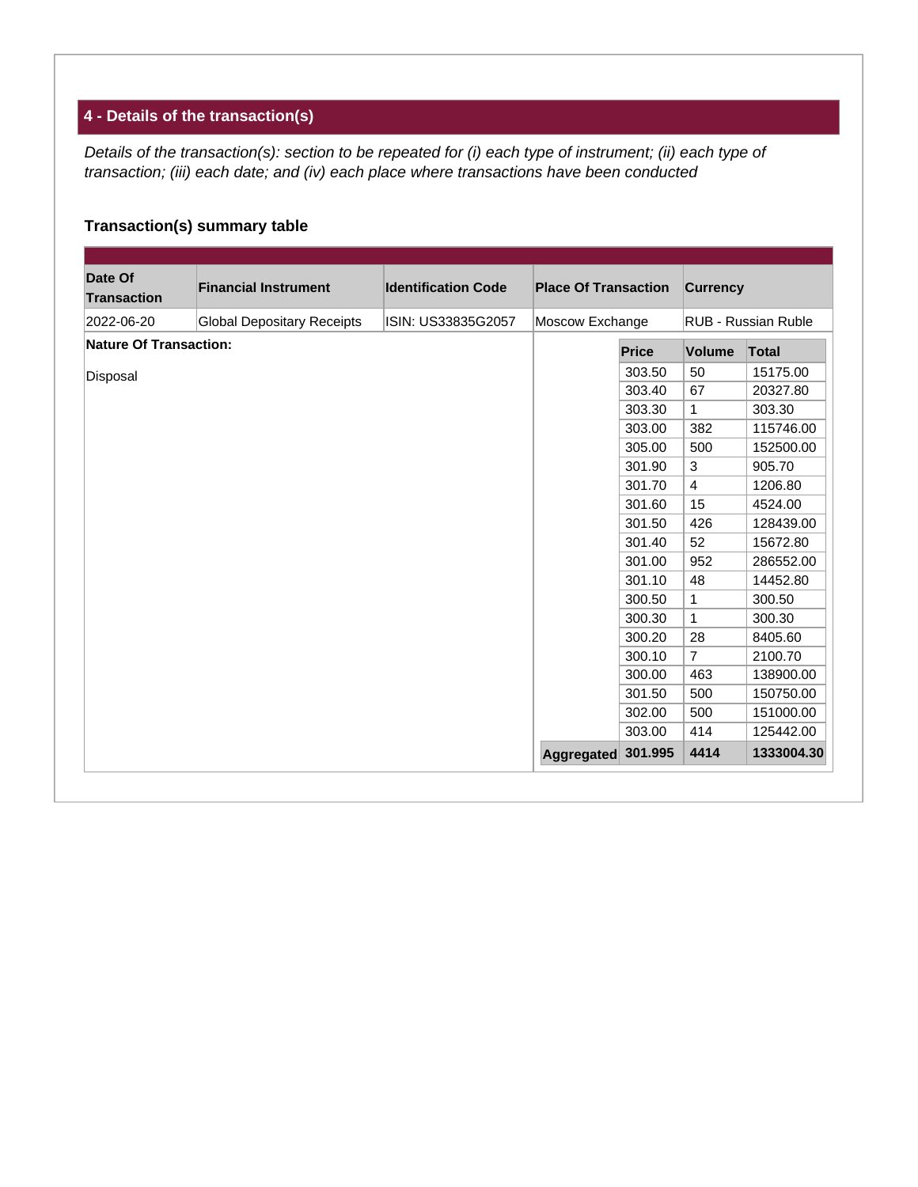## 4 - Details of the transaction(s)

*Details of the transaction(s): section to be repeated for (i) each type of instrument; (ii) each type of transaction; (iii) each date; and (iv) each place where transactions have been conducted*

### Transaction(s) summary table

| Date Of Transaction | Financial Instrument | Identification Code | Place Of Transaction | Currency |
|---|---|---|---|---|
| 2022-06-20 | Global Depositary Receipts | ISIN: US33835G2057 | Moscow Exchange | RUB - Russian Ruble |

**Nature Of Transaction:**

Disposal

| | Price | Volume | Total |
|---|---|---|---|
| | 303.50 | 50 | 15175.00 |
| | 303.40 | 67 | 20327.80 |
| | 303.30 | 1 | 303.30 |
| | 303.00 | 382 | 115746.00 |
| | 305.00 | 500 | 152500.00 |
| | 301.90 | 3 | 905.70 |
| | 301.70 | 4 | 1206.80 |
| | 301.60 | 15 | 4524.00 |
| | 301.50 | 426 | 128439.00 |
| | 301.40 | 52 | 15672.80 |
| | 301.00 | 952 | 286552.00 |
| | 301.10 | 48 | 14452.80 |
| | 300.50 | 1 | 300.50 |
| | 300.30 | 1 | 300.30 |
| | 300.20 | 28 | 8405.60 |
| | 300.10 | 7 | 2100.70 |
| | 300.00 | 463 | 138900.00 |
| | 301.50 | 500 | 150750.00 |
| | 302.00 | 500 | 151000.00 |
| | 303.00 | 414 | 125442.00 |
| **Aggregated** | **301.995** | **4414** | **1333004.30** |